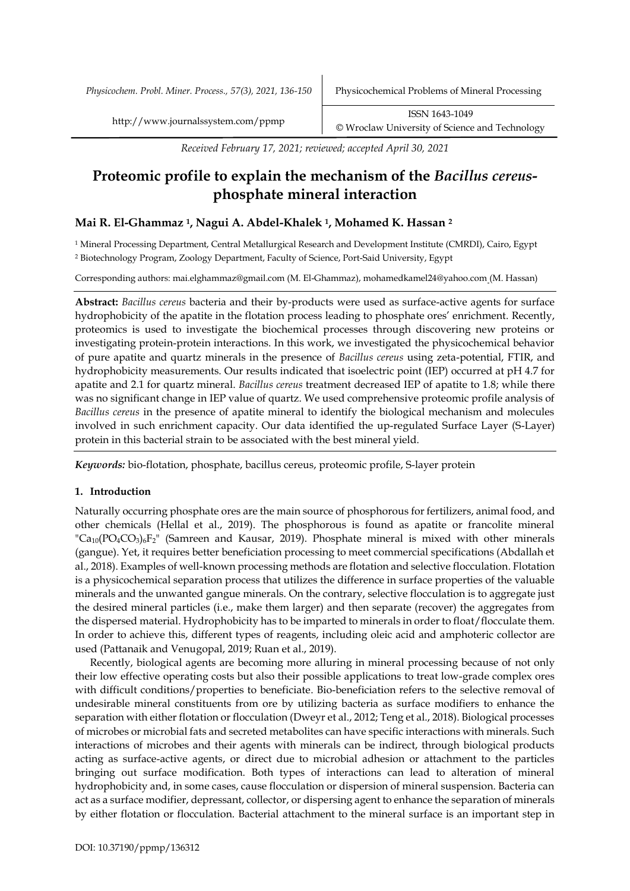Received February 17, 2021; reviewed; accepted April 30, 2021

# Proteomic profile to explain the mechanism of the *Bacillus cereus*-phosphate mineral interaction

**Mai R. El-Ghammaz [1], Nagui A. Abdel-Khalek [1], Mohamed K. Hassan [2]**

[1] Mineral Processing Department, Central Metallurgical Research and Development Institute (CMRDI), Cairo, Egypt
[2] Biotechnology Program, Zoology Department, Faculty of Science, Port-Said University, Egypt

Corresponding authors: mai.elghammaz@gmail.com (M. El-Ghammaz), mohamedkamel24@yahoo.com (M. Hassan)

**Abstract:** *Bacillus cereus* bacteria and their by-products were used as surface-active agents for surface hydrophobicity of the apatite in the flotation process leading to phosphate ores' enrichment. Recently, proteomics is used to investigate the biochemical processes through discovering new proteins or investigating protein-protein interactions. In this work, we investigated the physicochemical behavior of pure apatite and quartz minerals in the presence of *Bacillus cereus* using zeta-potential, FTIR, and hydrophobicity measurements. Our results indicated that isoelectric point (IEP) occurred at pH 4.7 for apatite and 2.1 for quartz mineral. *Bacillus cereus* treatment decreased IEP of apatite to 1.8; while there was no significant change in IEP value of quartz. We used comprehensive proteomic profile analysis of *Bacillus cereus* in the presence of apatite mineral to identify the biological mechanism and molecules involved in such enrichment capacity. Our data identified the up-regulated Surface Layer (S-Layer) protein in this bacterial strain to be associated with the best mineral yield.

***Keywords:*** bio-flotation, phosphate, bacillus cereus, proteomic profile, S-layer protein

## 1. Introduction

Naturally occurring phosphate ores are the main source of phosphorous for fertilizers, animal food, and other chemicals (Hellal et al., 2019). The phosphorous is found as apatite or francolite mineral "$Ca_{10}(PO_4CO_3)_6F_2$" (Samreen and Kausar, 2019). Phosphate mineral is mixed with other minerals (gangue). Yet, it requires better beneficiation processing to meet commercial specifications (Abdallah et al., 2018). Examples of well-known processing methods are flotation and selective flocculation. Flotation is a physicochemical separation process that utilizes the difference in surface properties of the valuable minerals and the unwanted gangue minerals. On the contrary, selective flocculation is to aggregate just the desired mineral particles (i.e., make them larger) and then separate (recover) the aggregates from the dispersed material. Hydrophobicity has to be imparted to minerals in order to float/flocculate them. In order to achieve this, different types of reagents, including oleic acid and amphoteric collector are used (Pattanaik and Venugopal, 2019; Ruan et al., 2019).

Recently, biological agents are becoming more alluring in mineral processing because of not only their low effective operating costs but also their possible applications to treat low-grade complex ores with difficult conditions/properties to beneficiate. Bio-beneficiation refers to the selective removal of undesirable mineral constituents from ore by utilizing bacteria as surface modifiers to enhance the separation with either flotation or flocculation (Dweyr et al., 2012; Teng et al., 2018). Biological processes of microbes or microbial fats and secreted metabolites can have specific interactions with minerals. Such interactions of microbes and their agents with minerals can be indirect, through biological products acting as surface-active agents, or direct due to microbial adhesion or attachment to the particles bringing out surface modification. Both types of interactions can lead to alteration of mineral hydrophobicity and, in some cases, cause flocculation or dispersion of mineral suspension. Bacteria can act as a surface modifier, depressant, collector, or dispersing agent to enhance the separation of minerals by either flotation or flocculation. Bacterial attachment to the mineral surface is an important step in

DOI: 10.37190/ppmp/136312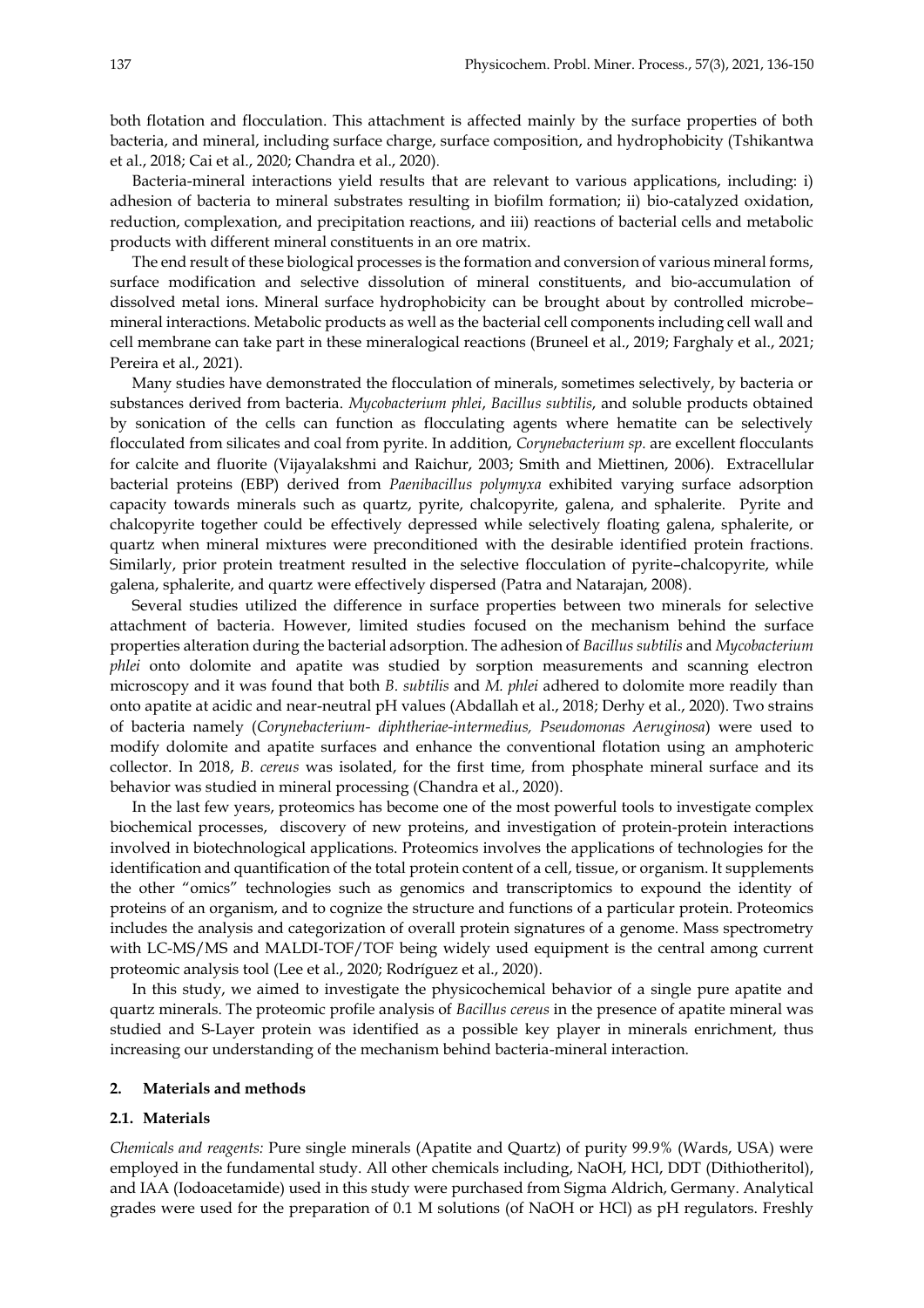both flotation and flocculation. This attachment is affected mainly by the surface properties of both bacteria, and mineral, including surface charge, surface composition, and hydrophobicity (Tshikantwa et al., 2018; Cai et al., 2020; Chandra et al., 2020).

Bacteria-mineral interactions yield results that are relevant to various applications, including: i) adhesion of bacteria to mineral substrates resulting in biofilm formation; ii) bio-catalyzed oxidation, reduction, complexation, and precipitation reactions, and iii) reactions of bacterial cells and metabolic products with different mineral constituents in an ore matrix.

The end result of these biological processes is the formation and conversion of various mineral forms, surface modification and selective dissolution of mineral constituents, and bio-accumulation of dissolved metal ions. Mineral surface hydrophobicity can be brought about by controlled microbe–mineral interactions. Metabolic products as well as the bacterial cell components including cell wall and cell membrane can take part in these mineralogical reactions (Bruneel et al., 2019; Farghaly et al., 2021; Pereira et al., 2021).

Many studies have demonstrated the flocculation of minerals, sometimes selectively, by bacteria or substances derived from bacteria. *Mycobacterium phlei*, *Bacillus subtilis*, and soluble products obtained by sonication of the cells can function as flocculating agents where hematite can be selectively flocculated from silicates and coal from pyrite. In addition, *Corynebacterium sp*. are excellent flocculants for calcite and fluorite (Vijayalakshmi and Raichur, 2003; Smith and Miettinen, 2006). Extracellular bacterial proteins (EBP) derived from *Paenibacillus polymyxa* exhibited varying surface adsorption capacity towards minerals such as quartz, pyrite, chalcopyrite, galena, and sphalerite. Pyrite and chalcopyrite together could be effectively depressed while selectively floating galena, sphalerite, or quartz when mineral mixtures were preconditioned with the desirable identified protein fractions. Similarly, prior protein treatment resulted in the selective flocculation of pyrite–chalcopyrite, while galena, sphalerite, and quartz were effectively dispersed (Patra and Natarajan, 2008).

Several studies utilized the difference in surface properties between two minerals for selective attachment of bacteria. However, limited studies focused on the mechanism behind the surface properties alteration during the bacterial adsorption. The adhesion of *Bacillus subtilis* and *Mycobacterium phlei* onto dolomite and apatite was studied by sorption measurements and scanning electron microscopy and it was found that both *B. subtilis* and *M. phlei* adhered to dolomite more readily than onto apatite at acidic and near-neutral pH values (Abdallah et al., 2018; Derhy et al., 2020). Two strains of bacteria namely (*Corynebacterium- diphtheriae-intermedius, Pseudomonas Aeruginosa*) were used to modify dolomite and apatite surfaces and enhance the conventional flotation using an amphoteric collector. In 2018, *B. cereus* was isolated, for the first time, from phosphate mineral surface and its behavior was studied in mineral processing (Chandra et al., 2020).

In the last few years, proteomics has become one of the most powerful tools to investigate complex biochemical processes, discovery of new proteins, and investigation of protein-protein interactions involved in biotechnological applications. Proteomics involves the applications of technologies for the identification and quantification of the total protein content of a cell, tissue, or organism. It supplements the other "omics" technologies such as genomics and transcriptomics to expound the identity of proteins of an organism, and to cognize the structure and functions of a particular protein. Proteomics includes the analysis and categorization of overall protein signatures of a genome. Mass spectrometry with LC-MS/MS and MALDI-TOF/TOF being widely used equipment is the central among current proteomic analysis tool (Lee et al., 2020; Rodríguez et al., 2020).

In this study, we aimed to investigate the physicochemical behavior of a single pure apatite and quartz minerals. The proteomic profile analysis of *Bacillus cereus* in the presence of apatite mineral was studied and S-Layer protein was identified as a possible key player in minerals enrichment, thus increasing our understanding of the mechanism behind bacteria-mineral interaction.

## 2. Materials and methods

### 2.1. Materials

*Chemicals and reagents:* Pure single minerals (Apatite and Quartz) of purity 99.9% (Wards, USA) were employed in the fundamental study. All other chemicals including, NaOH, HCl, DDT (Dithiotheritol), and IAA (Iodoacetamide) used in this study were purchased from Sigma Aldrich, Germany. Analytical grades were used for the preparation of 0.1 M solutions (of NaOH or HCl) as pH regulators. Freshly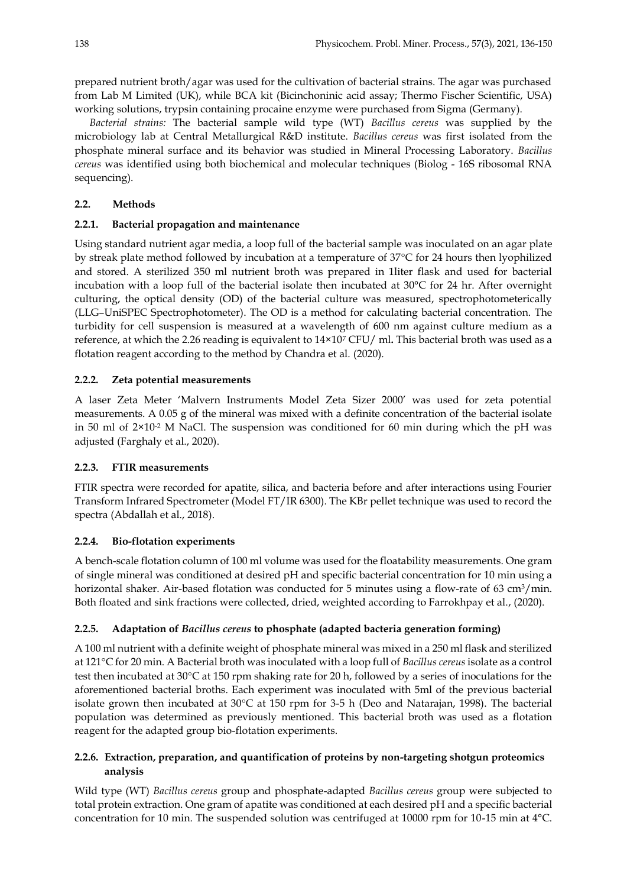prepared nutrient broth/agar was used for the cultivation of bacterial strains. The agar was purchased from Lab M Limited (UK), while BCA kit (Bicinchoninic acid assay; Thermo Fischer Scientific, USA) working solutions, trypsin containing procaine enzyme were purchased from Sigma (Germany).

*Bacterial strains:* The bacterial sample wild type (WT) *Bacillus cereus* was supplied by the microbiology lab at Central Metallurgical R&D institute. *Bacillus cereus* was first isolated from the phosphate mineral surface and its behavior was studied in Mineral Processing Laboratory. *Bacillus cereus* was identified using both biochemical and molecular techniques (Biolog - 16S ribosomal RNA sequencing).

### 2.2. Methods

#### 2.2.1. Bacterial propagation and maintenance

Using standard nutrient agar media, a loop full of the bacterial sample was inoculated on an agar plate by streak plate method followed by incubation at a temperature of 37°C for 24 hours then lyophilized and stored. A sterilized 350 ml nutrient broth was prepared in 1liter flask and used for bacterial incubation with a loop full of the bacterial isolate then incubated at 30°C for 24 hr. After overnight culturing, the optical density (OD) of the bacterial culture was measured, spectrophotometerically (LLG–UniSPEC Spectrophotometer). The OD is a method for calculating bacterial concentration. The turbidity for cell suspension is measured at a wavelength of 600 nm against culture medium as a reference, at which the 2.26 reading is equivalent to $14\times10^7$ CFU/ ml**.** This bacterial broth was used as a flotation reagent according to the method by Chandra et al. (2020).

#### 2.2.2. Zeta potential measurements

A laser Zeta Meter 'Malvern Instruments Model Zeta Sizer 2000' was used for zeta potential measurements. A 0.05 g of the mineral was mixed with a definite concentration of the bacterial isolate in 50 ml of $2\times10^{-2}$ M NaCl. The suspension was conditioned for 60 min during which the pH was adjusted (Farghaly et al., 2020).

#### 2.2.3. FTIR measurements

FTIR spectra were recorded for apatite, silica, and bacteria before and after interactions using Fourier Transform Infrared Spectrometer (Model FT/IR 6300). The KBr pellet technique was used to record the spectra (Abdallah et al., 2018).

#### 2.2.4. Bio-flotation experiments

A bench-scale flotation column of 100 ml volume was used for the floatability measurements. One gram of single mineral was conditioned at desired pH and specific bacterial concentration for 10 min using a horizontal shaker. Air-based flotation was conducted for 5 minutes using a flow-rate of 63 $cm^3$/min. Both floated and sink fractions were collected, dried, weighted according to Farrokhpay et al., (2020).

#### 2.2.5. Adaptation of *Bacillus cereus* to phosphate (adapted bacteria generation forming)

A 100 ml nutrient with a definite weight of phosphate mineral was mixed in a 250 ml flask and sterilized at 121°C for 20 min. A Bacterial broth was inoculated with a loop full of *Bacillus cereus* isolate as a control test then incubated at 30°C at 150 rpm shaking rate for 20 h, followed by a series of inoculations for the aforementioned bacterial broths. Each experiment was inoculated with 5ml of the previous bacterial isolate grown then incubated at 30°C at 150 rpm for 3-5 h (Deo and Natarajan, 1998). The bacterial population was determined as previously mentioned. This bacterial broth was used as a flotation reagent for the adapted group bio-flotation experiments.

#### 2.2.6. Extraction, preparation, and quantification of proteins by non-targeting shotgun proteomics analysis

Wild type (WT) *Bacillus cereus* group and phosphate-adapted *Bacillus cereus* group were subjected to total protein extraction. One gram of apatite was conditioned at each desired pH and a specific bacterial concentration for 10 min. The suspended solution was centrifuged at 10000 rpm for 10-15 min at 4°C.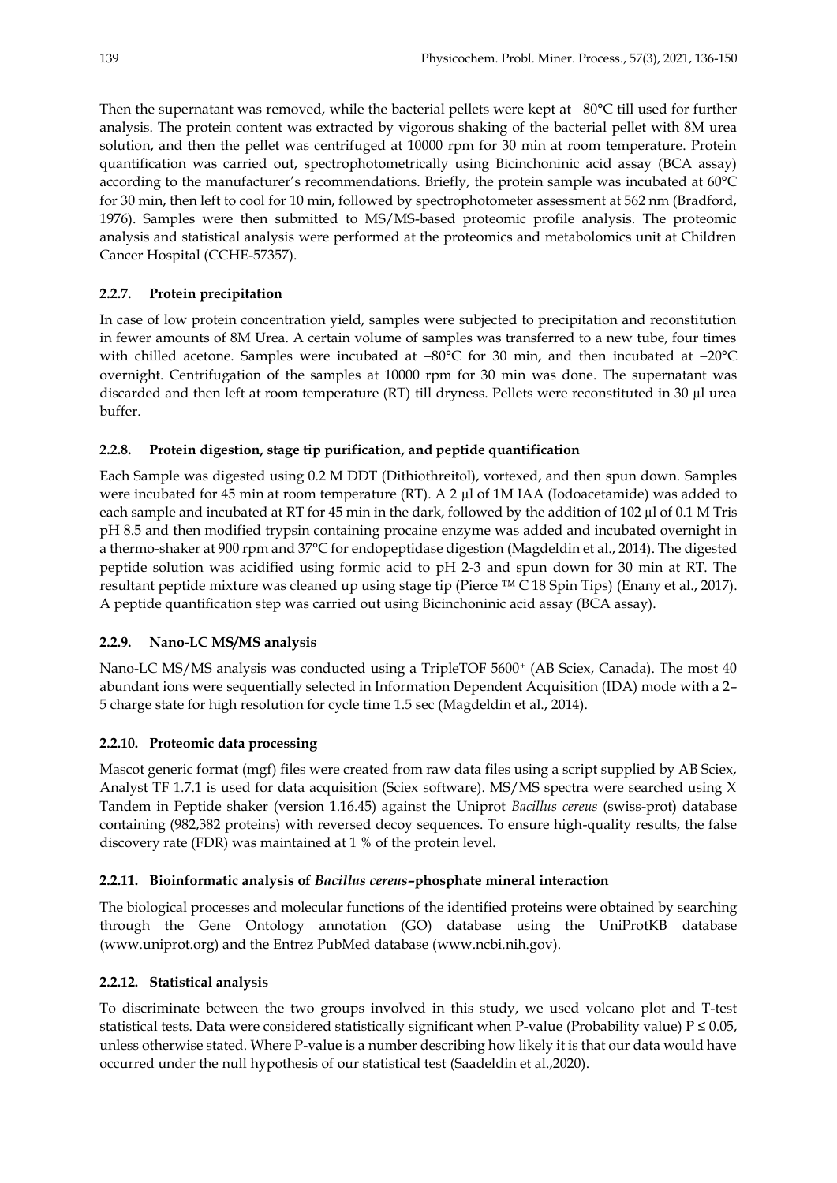Then the supernatant was removed, while the bacterial pellets were kept at −80°C till used for further analysis. The protein content was extracted by vigorous shaking of the bacterial pellet with 8M urea solution, and then the pellet was centrifuged at 10000 rpm for 30 min at room temperature. Protein quantification was carried out, spectrophotometrically using Bicinchoninic acid assay (BCA assay) according to the manufacturer's recommendations. Briefly, the protein sample was incubated at 60°C for 30 min, then left to cool for 10 min, followed by spectrophotometer assessment at 562 nm (Bradford, 1976). Samples were then submitted to MS/MS-based proteomic profile analysis. The proteomic analysis and statistical analysis were performed at the proteomics and metabolomics unit at Children Cancer Hospital (CCHE-57357).

### 2.2.7. Protein precipitation

In case of low protein concentration yield, samples were subjected to precipitation and reconstitution in fewer amounts of 8M Urea. A certain volume of samples was transferred to a new tube, four times with chilled acetone. Samples were incubated at −80°C for 30 min, and then incubated at −20°C overnight. Centrifugation of the samples at 10000 rpm for 30 min was done. The supernatant was discarded and then left at room temperature (RT) till dryness. Pellets were reconstituted in 30 µl urea buffer.

### 2.2.8. Protein digestion, stage tip purification, and peptide quantification

Each Sample was digested using 0.2 M DDT (Dithiothreitol), vortexed, and then spun down. Samples were incubated for 45 min at room temperature (RT). A 2 µl of 1M IAA (Iodoacetamide) was added to each sample and incubated at RT for 45 min in the dark, followed by the addition of 102 µl of 0.1 M Tris pH 8.5 and then modified trypsin containing procaine enzyme was added and incubated overnight in a thermo-shaker at 900 rpm and 37°C for endopeptidase digestion (Magdeldin et al., 2014). The digested peptide solution was acidified using formic acid to pH 2-3 and spun down for 30 min at RT. The resultant peptide mixture was cleaned up using stage tip (Pierce ™ C 18 Spin Tips) (Enany et al., 2017). A peptide quantification step was carried out using Bicinchoninic acid assay (BCA assay).

### 2.2.9. Nano-LC MS/MS analysis

Nano-LC MS/MS analysis was conducted using a TripleTOF 5600$^+$ (AB Sciex, Canada). The most 40 abundant ions were sequentially selected in Information Dependent Acquisition (IDA) mode with a 2–5 charge state for high resolution for cycle time 1.5 sec (Magdeldin et al., 2014).

### 2.2.10. Proteomic data processing

Mascot generic format (mgf) files were created from raw data files using a script supplied by AB Sciex, Analyst TF 1.7.1 is used for data acquisition (Sciex software). MS/MS spectra were searched using X Tandem in Peptide shaker (version 1.16.45) against the Uniprot *Bacillus cereus* (swiss-prot) database containing (982,382 proteins) with reversed decoy sequences. To ensure high-quality results, the false discovery rate (FDR) was maintained at 1 % of the protein level.

### 2.2.11. Bioinformatic analysis of *Bacillus cereus*–phosphate mineral interaction

The biological processes and molecular functions of the identified proteins were obtained by searching through the Gene Ontology annotation (GO) database using the UniProtKB database (www.uniprot.org) and the Entrez PubMed database (www.ncbi.nih.gov).

### 2.2.12. Statistical analysis

To discriminate between the two groups involved in this study, we used volcano plot and T-test statistical tests. Data were considered statistically significant when P-value (Probability value) $P \leq 0.05$, unless otherwise stated. Where P-value is a number describing how likely it is that our data would have occurred under the null hypothesis of our statistical test (Saadeldin et al.,2020).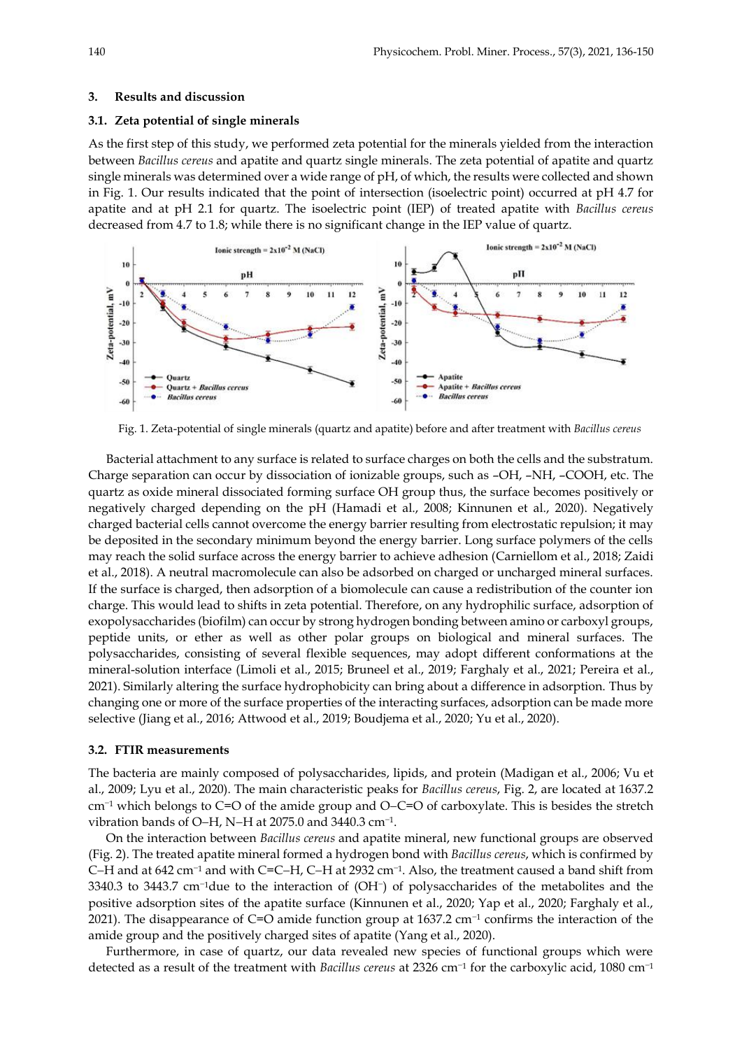## 3. Results and discussion

### 3.1. Zeta potential of single minerals

As the first step of this study, we performed zeta potential for the minerals yielded from the interaction between *Bacillus cereus* and apatite and quartz single minerals. The zeta potential of apatite and quartz single minerals was determined over a wide range of pH, of which, the results were collected and shown in Fig. 1. Our results indicated that the point of intersection (isoelectric point) occurred at pH 4.7 for apatite and at pH 2.1 for quartz. The isoelectric point (IEP) of treated apatite with *Bacillus cereus* decreased from 4.7 to 1.8; while there is no significant change in the IEP value of quartz.

Fig. 1. Zeta-potential of single minerals (quartz and apatite) before and after treatment with *Bacillus cereus*

Bacterial attachment to any surface is related to surface charges on both the cells and the substratum. Charge separation can occur by dissociation of ionizable groups, such as –OH, –NH, –COOH, etc. The quartz as oxide mineral dissociated forming surface OH group thus, the surface becomes positively or negatively charged depending on the pH (Hamadi et al., 2008; Kinnunen et al., 2020). Negatively charged bacterial cells cannot overcome the energy barrier resulting from electrostatic repulsion; it may be deposited in the secondary minimum beyond the energy barrier. Long surface polymers of the cells may reach the solid surface across the energy barrier to achieve adhesion (Carniellom et al., 2018; Zaidi et al., 2018). A neutral macromolecule can also be adsorbed on charged or uncharged mineral surfaces. If the surface is charged, then adsorption of a biomolecule can cause a redistribution of the counter ion charge. This would lead to shifts in zeta potential. Therefore, on any hydrophilic surface, adsorption of exopolysaccharides (biofilm) can occur by strong hydrogen bonding between amino or carboxyl groups, peptide units, or ether as well as other polar groups on biological and mineral surfaces. The polysaccharides, consisting of several flexible sequences, may adopt different conformations at the mineral-solution interface (Limoli et al., 2015; Bruneel et al., 2019; Farghaly et al., 2021; Pereira et al., 2021). Similarly altering the surface hydrophobicity can bring about a difference in adsorption. Thus by changing one or more of the surface properties of the interacting surfaces, adsorption can be made more selective (Jiang et al., 2016; Attwood et al., 2019; Boudjema et al., 2020; Yu et al., 2020).

### 3.2. FTIR measurements

The bacteria are mainly composed of polysaccharides, lipids, and protein (Madigan et al., 2006; Vu et al., 2009; Lyu et al., 2020). The main characteristic peaks for *Bacillus cereus*, Fig. 2, are located at 1637.2 $cm^{-1}$ which belongs to C=O of the amide group and O–C=O of carboxylate. This is besides the stretch vibration bands of O–H, N–H at 2075.0 and 3440.3 $cm^{-1}$.

On the interaction between *Bacillus cereus* and apatite mineral, new functional groups are observed (Fig. 2). The treated apatite mineral formed a hydrogen bond with *Bacillus cereus*, which is confirmed by C–H and at 642 $cm^{-1}$ and with C=C–H, C–H at 2932 $cm^{-1}$. Also, the treatment caused a band shift from 3340.3 to 3443.7 $cm^{-1}$due to the interaction of ($OH^-$) of polysaccharides of the metabolites and the positive adsorption sites of the apatite surface (Kinnunen et al., 2020; Yap et al., 2020; Farghaly et al., 2021). The disappearance of C=O amide function group at 1637.2 $cm^{-1}$ confirms the interaction of the amide group and the positively charged sites of apatite (Yang et al., 2020).

Furthermore, in case of quartz, our data revealed new species of functional groups which were detected as a result of the treatment with *Bacillus cereus* at 2326 $cm^{-1}$ for the carboxylic acid, 1080 $cm^{-1}$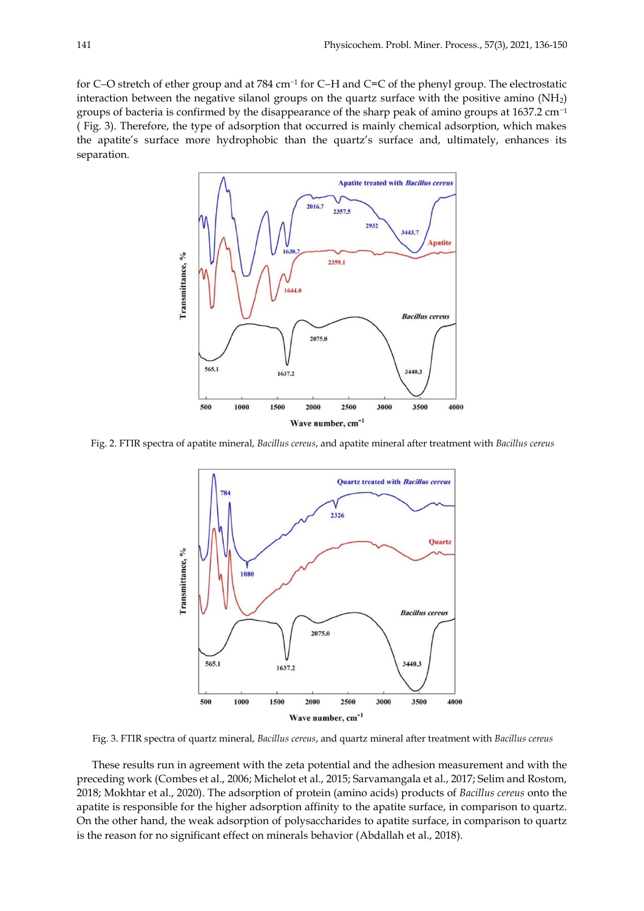for C–O stretch of ether group and at 784 cm$^{-1}$ for C–H and C=C of the phenyl group. The electrostatic interaction between the negative silanol groups on the quartz surface with the positive amino ($NH_2$) groups of bacteria is confirmed by the disappearance of the sharp peak of amino groups at 1637.2 cm$^{-1}$ ( Fig. 3). Therefore, the type of adsorption that occurred is mainly chemical adsorption, which makes the apatite's surface more hydrophobic than the quartz's surface and, ultimately, enhances its separation.

Fig. 2. FTIR spectra of apatite mineral, *Bacillus cereus*, and apatite mineral after treatment with *Bacillus cereus*

Fig. 3. FTIR spectra of quartz mineral, *Bacillus cereus*, and quartz mineral after treatment with *Bacillus cereus*

These results run in agreement with the zeta potential and the adhesion measurement and with the preceding work (Combes et al., 2006; Michelot et al., 2015; Sarvamangala et al., 2017; Selim and Rostom, 2018; Mokhtar et al., 2020). The adsorption of protein (amino acids) products of *Bacillus cereus* onto the apatite is responsible for the higher adsorption affinity to the apatite surface, in comparison to quartz. On the other hand, the weak adsorption of polysaccharides to apatite surface, in comparison to quartz is the reason for no significant effect on minerals behavior (Abdallah et al., 2018).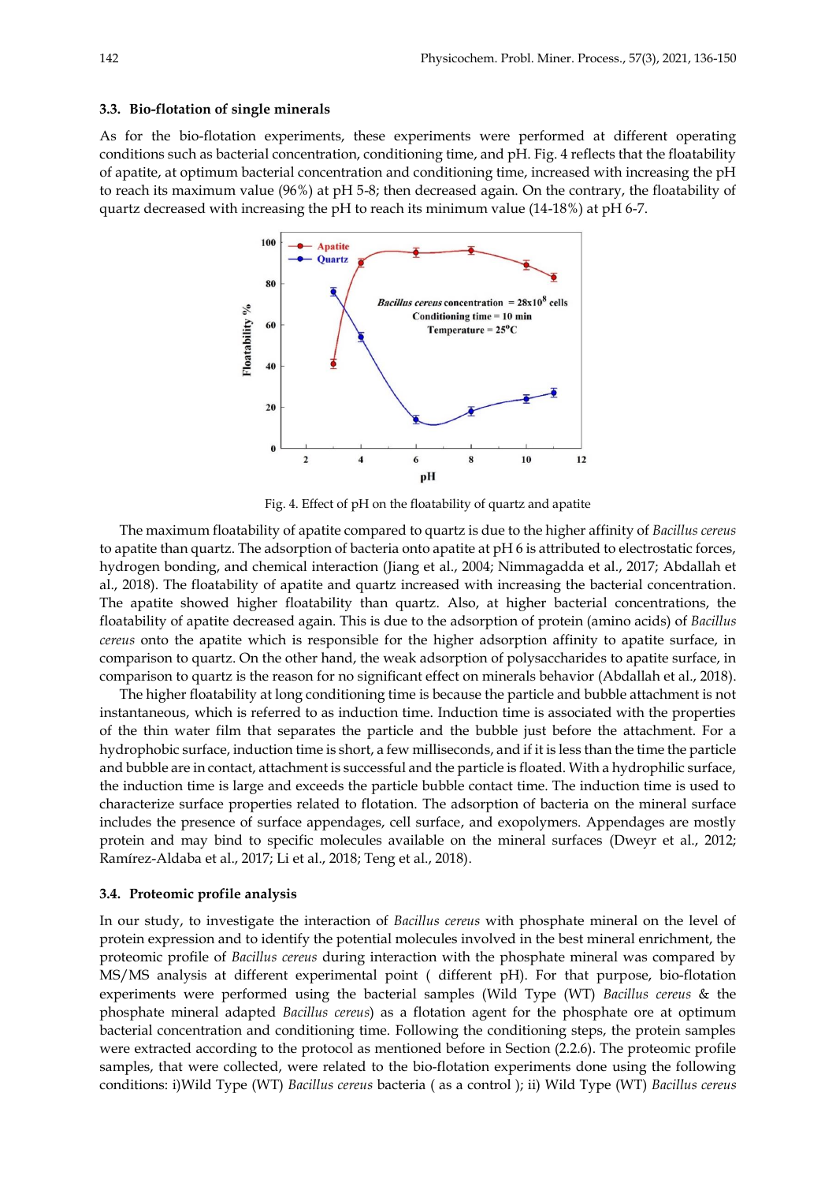### 3.3. Bio-flotation of single minerals

As for the bio-flotation experiments, these experiments were performed at different operating conditions such as bacterial concentration, conditioning time, and pH. Fig. 4 reflects that the floatability of apatite, at optimum bacterial concentration and conditioning time, increased with increasing the pH to reach its maximum value (96%) at pH 5-8; then decreased again. On the contrary, the floatability of quartz decreased with increasing the pH to reach its minimum value (14-18%) at pH 6-7.

Fig. 4. Effect of pH on the floatability of quartz and apatite

The maximum floatability of apatite compared to quartz is due to the higher affinity of *Bacillus cereus* to apatite than quartz. The adsorption of bacteria onto apatite at pH 6 is attributed to electrostatic forces, hydrogen bonding, and chemical interaction (Jiang et al., 2004; Nimmagadda et al., 2017; Abdallah et al., 2018). The floatability of apatite and quartz increased with increasing the bacterial concentration. The apatite showed higher floatability than quartz. Also, at higher bacterial concentrations, the floatability of apatite decreased again. This is due to the adsorption of protein (amino acids) of *Bacillus cereus* onto the apatite which is responsible for the higher adsorption affinity to apatite surface, in comparison to quartz. On the other hand, the weak adsorption of polysaccharides to apatite surface, in comparison to quartz is the reason for no significant effect on minerals behavior (Abdallah et al., 2018).

The higher floatability at long conditioning time is because the particle and bubble attachment is not instantaneous, which is referred to as induction time. Induction time is associated with the properties of the thin water film that separates the particle and the bubble just before the attachment. For a hydrophobic surface, induction time is short, a few milliseconds, and if it is less than the time the particle and bubble are in contact, attachment is successful and the particle is floated. With a hydrophilic surface, the induction time is large and exceeds the particle bubble contact time. The induction time is used to characterize surface properties related to flotation. The adsorption of bacteria on the mineral surface includes the presence of surface appendages, cell surface, and exopolymers. Appendages are mostly protein and may bind to specific molecules available on the mineral surfaces (Dweyr et al., 2012; Ramírez-Aldaba et al., 2017; Li et al., 2018; Teng et al., 2018).

### 3.4. Proteomic profile analysis

In our study, to investigate the interaction of *Bacillus cereus* with phosphate mineral on the level of protein expression and to identify the potential molecules involved in the best mineral enrichment, the proteomic profile of *Bacillus cereus* during interaction with the phosphate mineral was compared by MS/MS analysis at different experimental point ( different pH). For that purpose, bio-flotation experiments were performed using the bacterial samples (Wild Type (WT) *Bacillus cereus* & the phosphate mineral adapted *Bacillus cereus*) as a flotation agent for the phosphate ore at optimum bacterial concentration and conditioning time. Following the conditioning steps, the protein samples were extracted according to the protocol as mentioned before in Section (2.2.6). The proteomic profile samples, that were collected, were related to the bio-flotation experiments done using the following conditions: i)Wild Type (WT) *Bacillus cereus* bacteria ( as a control ); ii) Wild Type (WT) *Bacillus cereus*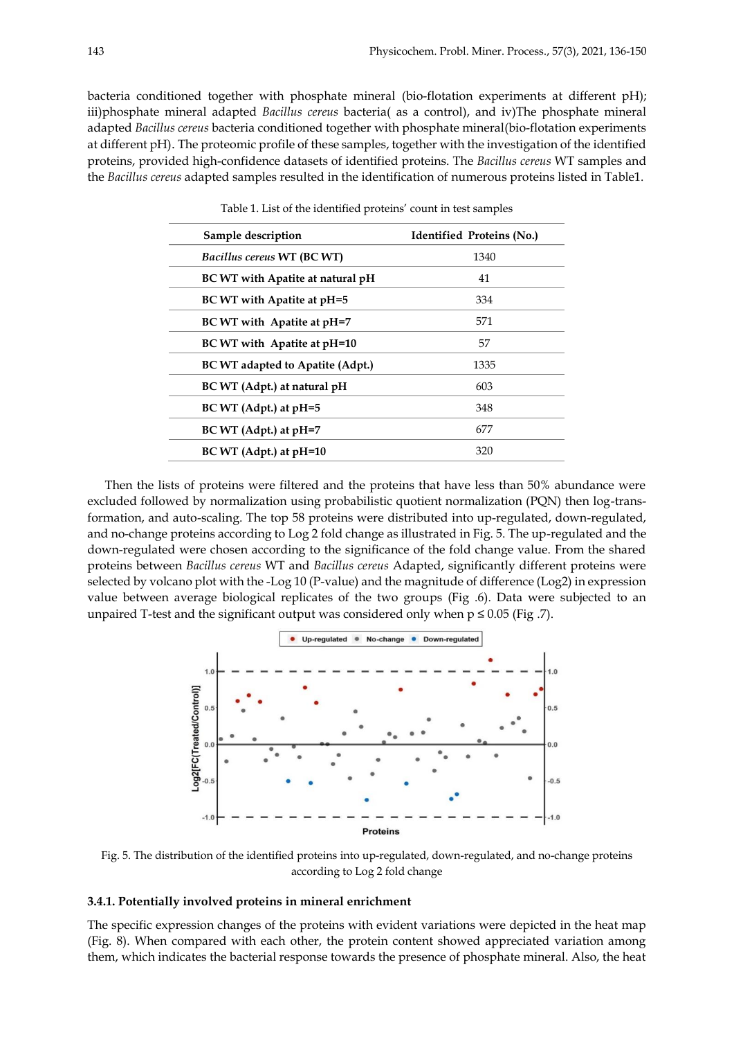bacteria conditioned together with phosphate mineral (bio-flotation experiments at different pH); iii)phosphate mineral adapted *Bacillus cereus* bacteria( as a control), and iv)The phosphate mineral adapted *Bacillus cereus* bacteria conditioned together with phosphate mineral(bio-flotation experiments at different pH). The proteomic profile of these samples, together with the investigation of the identified proteins, provided high-confidence datasets of identified proteins. The *Bacillus cereus* WT samples and the *Bacillus cereus* adapted samples resulted in the identification of numerous proteins listed in Table1.

Table 1. List of the identified proteins' count in test samples

| Sample description | Identified Proteins (No.) |
|---|---|
| ***Bacillus cereus* WT (BC WT)** | 1340 |
| **BC WT with Apatite at natural pH** | 41 |
| **BC WT with Apatite at pH=5** | 334 |
| **BC WT with Apatite at pH=7** | 571 |
| **BC WT with Apatite at pH=10** | 57 |
| **BC WT adapted to Apatite (Adpt.)** | 1335 |
| **BC WT (Adpt.) at natural pH** | 603 |
| **BC WT (Adpt.) at pH=5** | 348 |
| **BC WT (Adpt.) at pH=7** | 677 |
| **BC WT (Adpt.) at pH=10** | 320 |

Then the lists of proteins were filtered and the proteins that have less than 50% abundance were excluded followed by normalization using probabilistic quotient normalization (PQN) then log-transformation, and auto-scaling. The top 58 proteins were distributed into up-regulated, down-regulated, and no-change proteins according to Log 2 fold change as illustrated in Fig. 5. The up-regulated and the down-regulated were chosen according to the significance of the fold change value. From the shared proteins between *Bacillus cereus* WT and *Bacillus cereus* Adapted, significantly different proteins were selected by volcano plot with the -Log 10 (P-value) and the magnitude of difference (Log2) in expression value between average biological replicates of the two groups (Fig .6). Data were subjected to an unpaired T-test and the significant output was considered only when $p \leq 0.05$ (Fig .7).

Fig. 5. The distribution of the identified proteins into up-regulated, down-regulated, and no-change proteins according to Log 2 fold change

### 3.4.1. Potentially involved proteins in mineral enrichment

The specific expression changes of the proteins with evident variations were depicted in the heat map (Fig. 8). When compared with each other, the protein content showed appreciated variation among them, which indicates the bacterial response towards the presence of phosphate mineral. Also, the heat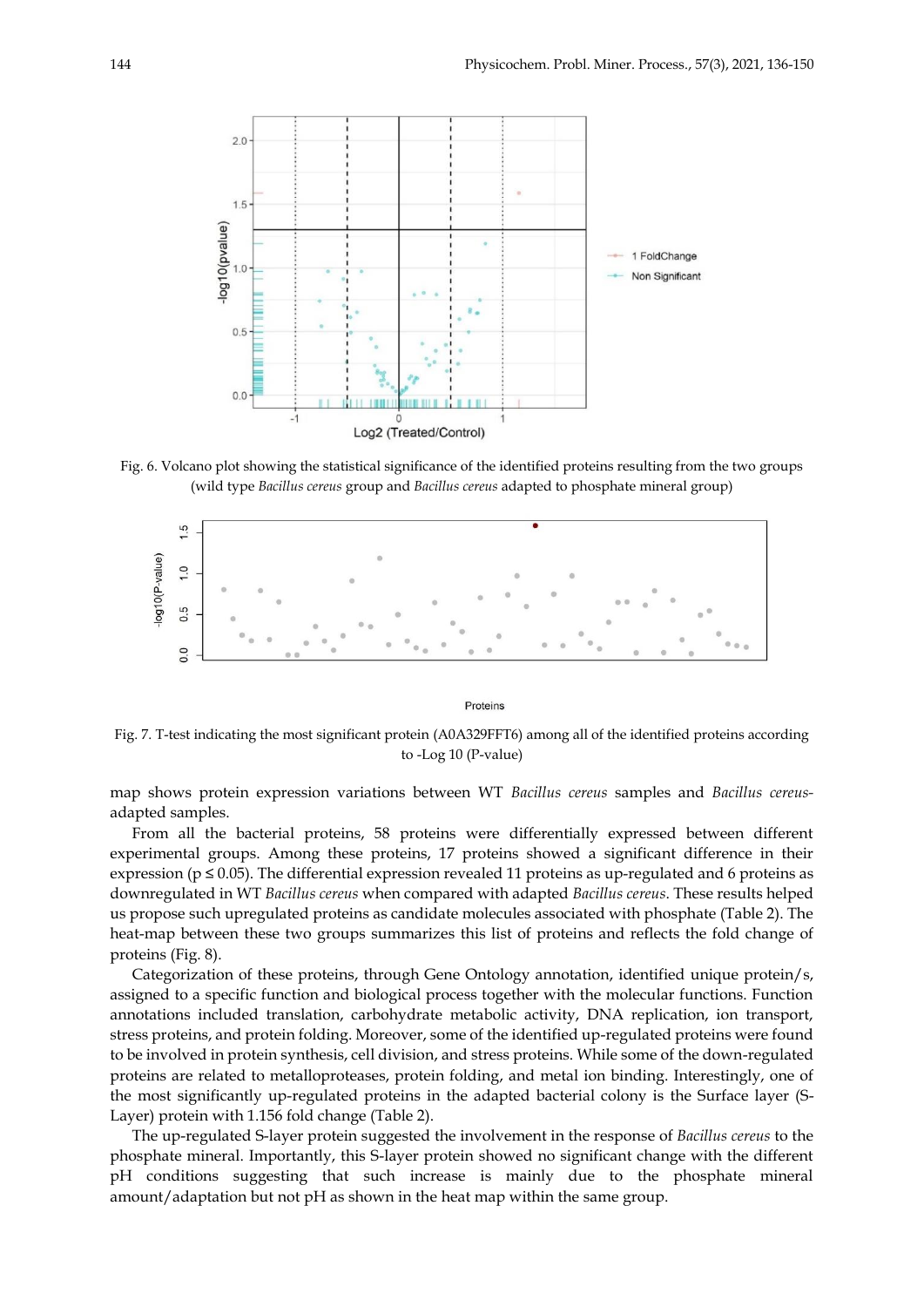Fig. 6. Volcano plot showing the statistical significance of the identified proteins resulting from the two groups (wild type *Bacillus cereus* group and *Bacillus cereus* adapted to phosphate mineral group)

Fig. 7. T-test indicating the most significant protein (A0A329FFT6) among all of the identified proteins according to -Log 10 (P-value)

map shows protein expression variations between WT *Bacillus cereus* samples and *Bacillus cereus*-adapted samples.

From all the bacterial proteins, 58 proteins were differentially expressed between different experimental groups. Among these proteins, 17 proteins showed a significant difference in their expression ($p \leq 0.05$). The differential expression revealed 11 proteins as up-regulated and 6 proteins as downregulated in WT *Bacillus cereus* when compared with adapted *Bacillus cereus*. These results helped us propose such upregulated proteins as candidate molecules associated with phosphate (Table 2). The heat-map between these two groups summarizes this list of proteins and reflects the fold change of proteins (Fig. 8).

Categorization of these proteins, through Gene Ontology annotation, identified unique protein/s, assigned to a specific function and biological process together with the molecular functions. Function annotations included translation, carbohydrate metabolic activity, DNA replication, ion transport, stress proteins, and protein folding. Moreover, some of the identified up-regulated proteins were found to be involved in protein synthesis, cell division, and stress proteins. While some of the down-regulated proteins are related to metalloproteases, protein folding, and metal ion binding. Interestingly, one of the most significantly up-regulated proteins in the adapted bacterial colony is the Surface layer (S-Layer) protein with 1.156 fold change (Table 2).

The up-regulated S-layer protein suggested the involvement in the response of *Bacillus cereus* to the phosphate mineral. Importantly, this S-layer protein showed no significant change with the different pH conditions suggesting that such increase is mainly due to the phosphate mineral amount/adaptation but not pH as shown in the heat map within the same group.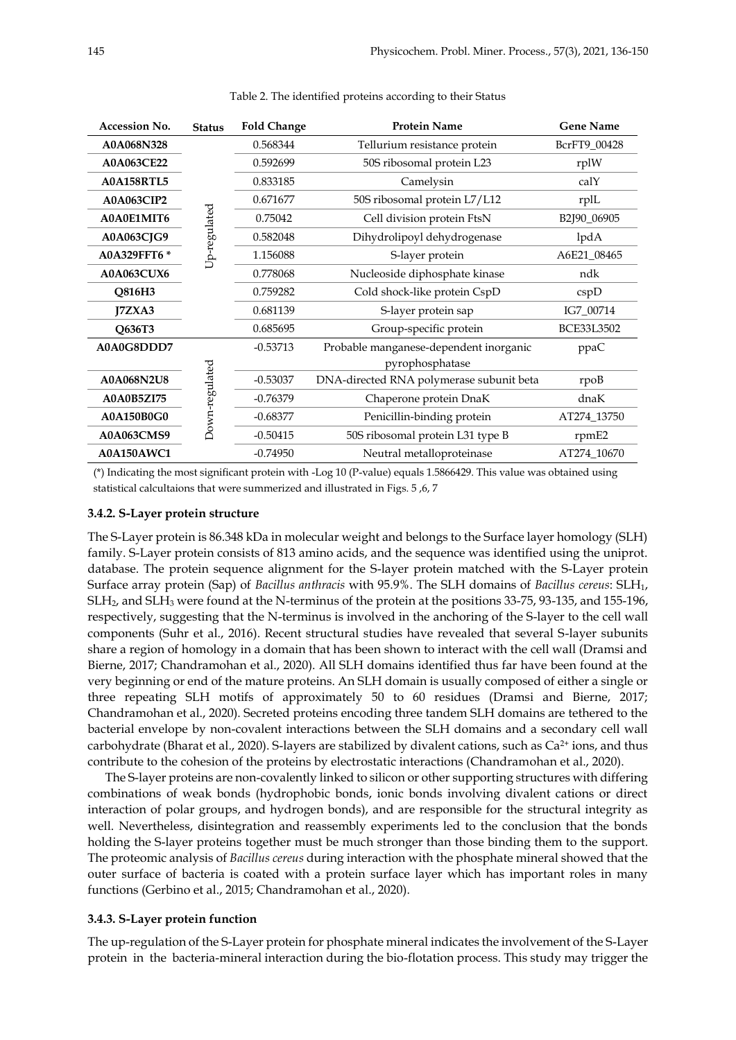Table 2. The identified proteins according to their Status

| Accession No. | Status | Fold Change | Protein Name | Gene Name |
|---|---|---|---|---|
| **A0A068N328** | Up-regulated | 0.568344 | Tellurium resistance protein | BcrFT9_00428 |
| **A0A063CE22** | | 0.592699 | 50S ribosomal protein L23 | rplW |
| **A0A158RTL5** | | 0.833185 | Camelysin | calY |
| **A0A063CIP2** | | 0.671677 | 50S ribosomal protein L7/L12 | rplL |
| **A0A0E1MIT6** | | 0.75042 | Cell division protein FtsN | B2J90_06905 |
| **A0A063CJG9** | | 0.582048 | Dihydrolipoyl dehydrogenase | lpdA |
| **A0A329FFT6 *** | | 1.156088 | S-layer protein | A6E21_08465 |
| **A0A063CUX6** | | 0.778068 | Nucleoside diphosphate kinase | ndk |
| **Q816H3** | | 0.759282 | Cold shock-like protein CspD | cspD |
| **J7ZXA3** | | 0.681139 | S-layer protein sap | IG7_00714 |
| **Q636T3** | | 0.685695 | Group-specific protein | BCE33L3502 |
| **A0A0G8DDD7** | Down-regulated | -0.53713 | Probable manganese-dependent inorganic pyrophosphatase | ppaC |
| **A0A068N2U8** | | -0.53037 | DNA-directed RNA polymerase subunit beta | rpoB |
| **A0A0B5ZI75** | | -0.76379 | Chaperone protein DnaK | dnaK |
| **A0A150B0G0** | | -0.68377 | Penicillin-binding protein | AT274_13750 |
| **A0A063CMS9** | | -0.50415 | 50S ribosomal protein L31 type B | rpmE2 |
| **A0A150AWC1** | | -0.74950 | Neutral metalloproteinase | AT274_10670 |

(*) Indicating the most significant protein with -Log 10 (P-value) equals 1.5866429. This value was obtained using statistical calcultaions that were summerized and illustrated in Figs. 5 ,6, 7

### 3.4.2. S-Layer protein structure

The S-Layer protein is 86.348 kDa in molecular weight and belongs to the Surface layer homology (SLH) family. S-Layer protein consists of 813 amino acids, and the sequence was identified using the uniprot. database. The protein sequence alignment for the S-layer protein matched with the S-Layer protein Surface array protein (Sap) of *Bacillus anthracis* with 95.9%. The SLH domains of *Bacillus cereus*: $SLH_1$, $SLH_2$, and $SLH_3$ were found at the N-terminus of the protein at the positions 33-75, 93-135, and 155-196, respectively, suggesting that the N-terminus is involved in the anchoring of the S-layer to the cell wall components (Suhr et al., 2016). Recent structural studies have revealed that several S-layer subunits share a region of homology in a domain that has been shown to interact with the cell wall (Dramsi and Bierne, 2017; Chandramohan et al., 2020). All SLH domains identified thus far have been found at the very beginning or end of the mature proteins. An SLH domain is usually composed of either a single or three repeating SLH motifs of approximately 50 to 60 residues (Dramsi and Bierne, 2017; Chandramohan et al., 2020). Secreted proteins encoding three tandem SLH domains are tethered to the bacterial envelope by non-covalent interactions between the SLH domains and a secondary cell wall carbohydrate (Bharat et al., 2020). S-layers are stabilized by divalent cations, such as $Ca^{2+}$ ions, and thus contribute to the cohesion of the proteins by electrostatic interactions (Chandramohan et al., 2020).

The S-layer proteins are non-covalently linked to silicon or other supporting structures with differing combinations of weak bonds (hydrophobic bonds, ionic bonds involving divalent cations or direct interaction of polar groups, and hydrogen bonds), and are responsible for the structural integrity as well. Nevertheless, disintegration and reassembly experiments led to the conclusion that the bonds holding the S-layer proteins together must be much stronger than those binding them to the support. The proteomic analysis of *Bacillus cereus* during interaction with the phosphate mineral showed that the outer surface of bacteria is coated with a protein surface layer which has important roles in many functions (Gerbino et al., 2015; Chandramohan et al., 2020).

### 3.4.3. S-Layer protein function

The up-regulation of the S-Layer protein for phosphate mineral indicates the involvement of the S-Layer protein in the bacteria-mineral interaction during the bio-flotation process. This study may trigger the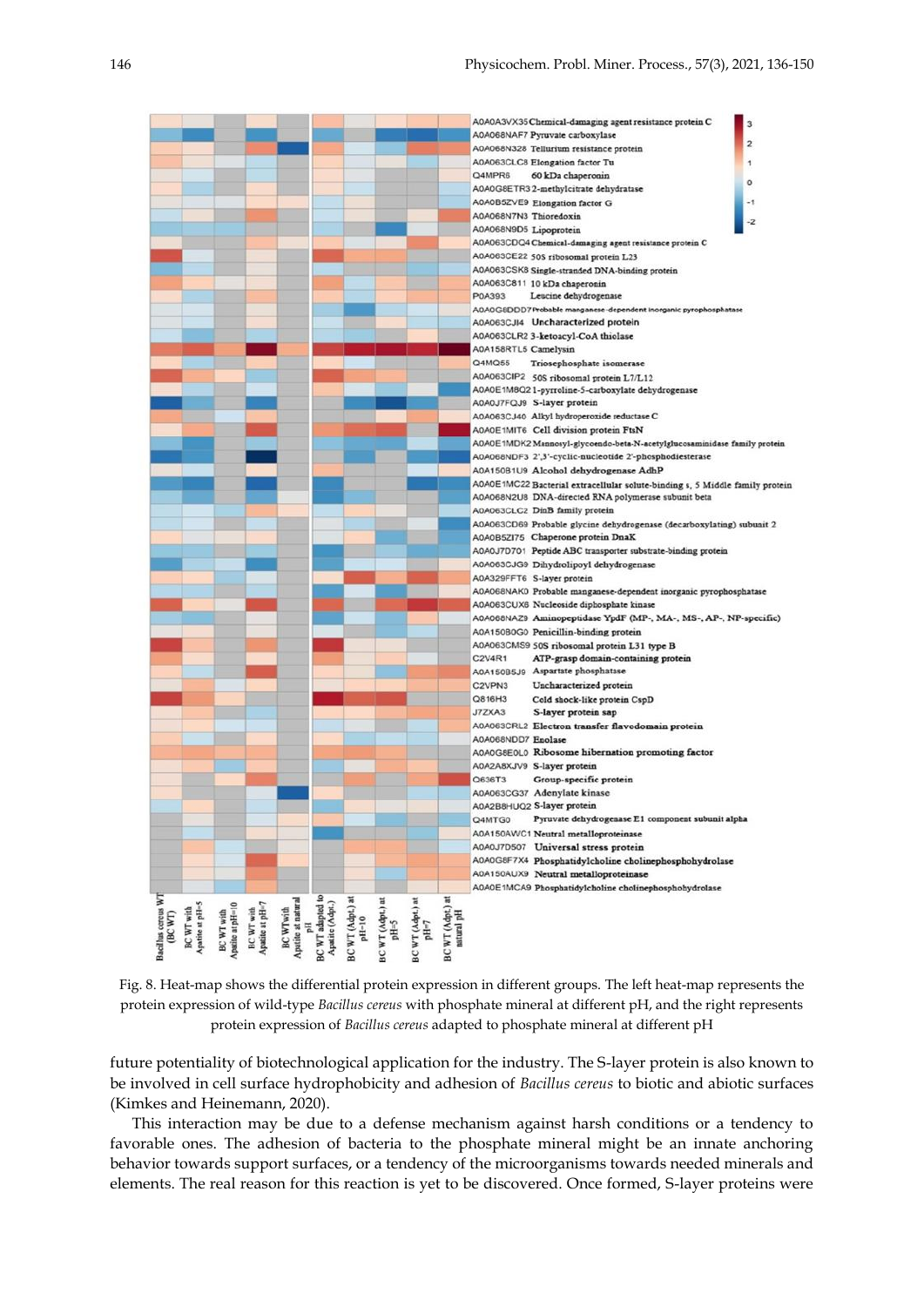Fig. 8. Heat-map shows the differential protein expression in different groups. The left heat-map represents the protein expression of wild-type *Bacillus cereus* with phosphate mineral at different pH, and the right represents protein expression of *Bacillus cereus* adapted to phosphate mineral at different pH

future potentiality of biotechnological application for the industry. The S-layer protein is also known to be involved in cell surface hydrophobicity and adhesion of *Bacillus cereus* to biotic and abiotic surfaces (Kimkes and Heinemann, 2020).

This interaction may be due to a defense mechanism against harsh conditions or a tendency to favorable ones. The adhesion of bacteria to the phosphate mineral might be an innate anchoring behavior towards support surfaces, or a tendency of the microorganisms towards needed minerals and elements. The real reason for this reaction is yet to be discovered. Once formed, S-layer proteins were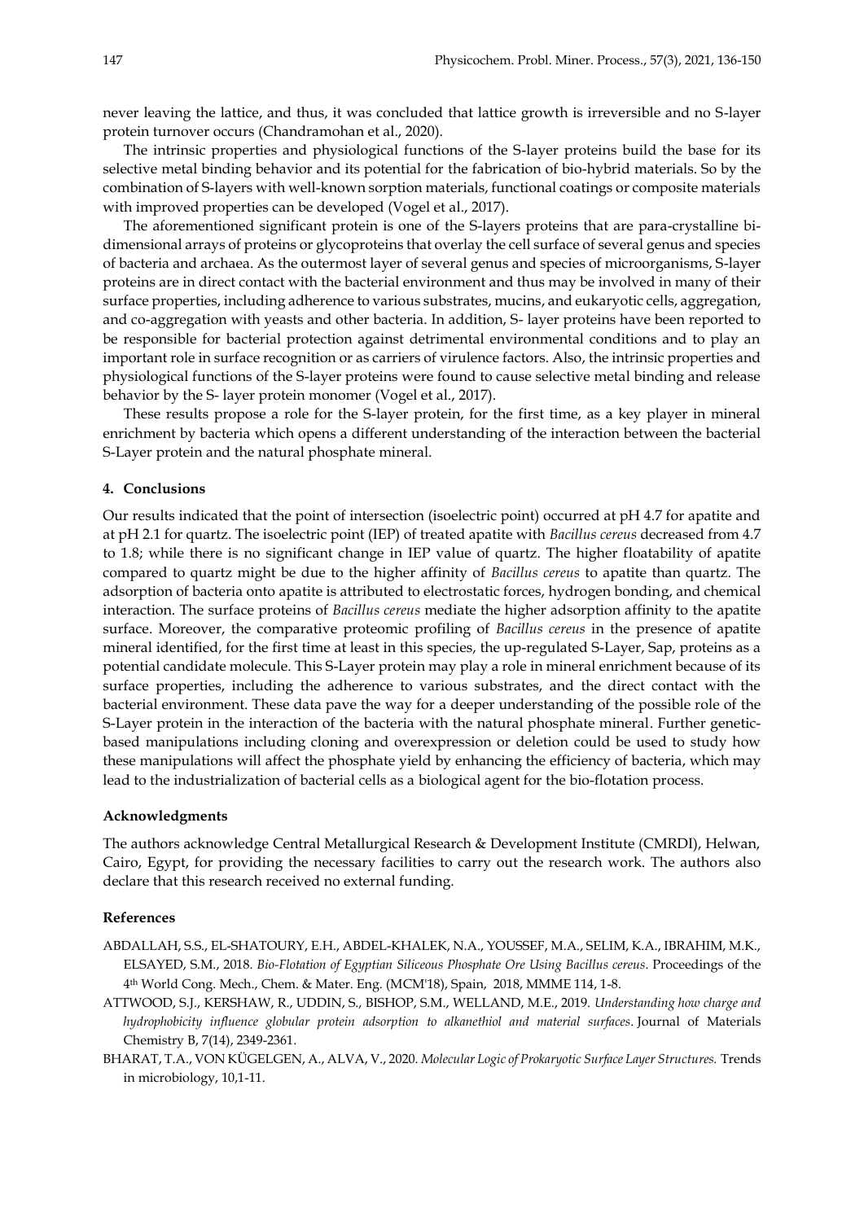never leaving the lattice, and thus, it was concluded that lattice growth is irreversible and no S-layer protein turnover occurs (Chandramohan et al., 2020).

The intrinsic properties and physiological functions of the S-layer proteins build the base for its selective metal binding behavior and its potential for the fabrication of bio-hybrid materials. So by the combination of S-layers with well-known sorption materials, functional coatings or composite materials with improved properties can be developed (Vogel et al., 2017).

The aforementioned significant protein is one of the S-layers proteins that are para-crystalline bi-dimensional arrays of proteins or glycoproteins that overlay the cell surface of several genus and species of bacteria and archaea. As the outermost layer of several genus and species of microorganisms, S-layer proteins are in direct contact with the bacterial environment and thus may be involved in many of their surface properties, including adherence to various substrates, mucins, and eukaryotic cells, aggregation, and co-aggregation with yeasts and other bacteria. In addition, S- layer proteins have been reported to be responsible for bacterial protection against detrimental environmental conditions and to play an important role in surface recognition or as carriers of virulence factors. Also, the intrinsic properties and physiological functions of the S-layer proteins were found to cause selective metal binding and release behavior by the S- layer protein monomer (Vogel et al., 2017).

These results propose a role for the S-layer protein, for the first time, as a key player in mineral enrichment by bacteria which opens a different understanding of the interaction between the bacterial S-Layer protein and the natural phosphate mineral.

## 4. Conclusions

Our results indicated that the point of intersection (isoelectric point) occurred at pH 4.7 for apatite and at pH 2.1 for quartz. The isoelectric point (IEP) of treated apatite with *Bacillus cereus* decreased from 4.7 to 1.8; while there is no significant change in IEP value of quartz. The higher floatability of apatite compared to quartz might be due to the higher affinity of *Bacillus cereus* to apatite than quartz. The adsorption of bacteria onto apatite is attributed to electrostatic forces, hydrogen bonding, and chemical interaction. The surface proteins of *Bacillus cereus* mediate the higher adsorption affinity to the apatite surface. Moreover, the comparative proteomic profiling of *Bacillus cereus* in the presence of apatite mineral identified, for the first time at least in this species, the up-regulated S-Layer, Sap, proteins as a potential candidate molecule. This S-Layer protein may play a role in mineral enrichment because of its surface properties, including the adherence to various substrates, and the direct contact with the bacterial environment. These data pave the way for a deeper understanding of the possible role of the S-Layer protein in the interaction of the bacteria with the natural phosphate mineral. Further genetic-based manipulations including cloning and overexpression or deletion could be used to study how these manipulations will affect the phosphate yield by enhancing the efficiency of bacteria, which may lead to the industrialization of bacterial cells as a biological agent for the bio-flotation process.

### Acknowledgments

The authors acknowledge Central Metallurgical Research & Development Institute (CMRDI), Helwan, Cairo, Egypt, for providing the necessary facilities to carry out the research work. The authors also declare that this research received no external funding.

### References

ABDALLAH, S.S., EL-SHATOURY, E.H., ABDEL-KHALEK, N.A., YOUSSEF, M.A., SELIM, K.A., IBRAHIM, M.K., ELSAYED, S.M., 2018. *Bio-Flotation of Egyptian Siliceous Phosphate Ore Using Bacillus cereus*. Proceedings of the 4th World Cong. Mech., Chem. & Mater. Eng. (MCM'18), Spain, 2018, MMME 114, 1-8.

ATTWOOD, S.J., KERSHAW, R., UDDIN, S., BISHOP, S.M., WELLAND, M.E., 2019. *Understanding how charge and hydrophobicity influence globular protein adsorption to alkanethiol and material surfaces*. Journal of Materials Chemistry B, 7(14), 2349-2361.

BHARAT, T.A., VON KÜGELGEN, A., ALVA, V., 2020. *Molecular Logic of Prokaryotic Surface Layer Structures.* Trends in microbiology, 10,1-11.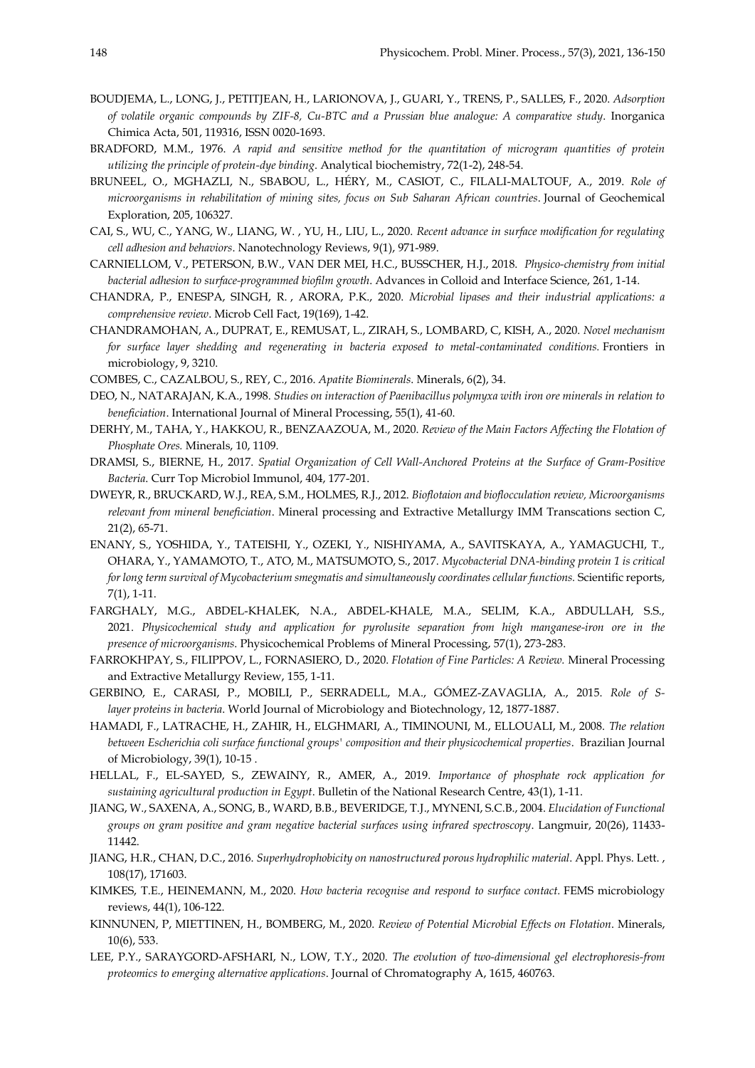BOUDJEMA, L., LONG, J., PETITJEAN, H., LARIONOVA, J., GUARI, Y., TRENS, P., SALLES, F., 2020. *Adsorption of volatile organic compounds by ZIF-8, Cu-BTC and a Prussian blue analogue: A comparative study*. Inorganica Chimica Acta, 501, 119316, ISSN 0020-1693.

BRADFORD, M.M., 1976. *A rapid and sensitive method for the quantitation of microgram quantities of protein utilizing the principle of protein-dye binding*. Analytical biochemistry, 72(1-2), 248-54.

BRUNEEL, O., MGHAZLI, N., SBABOU, L., HÉRY, M., CASIOT, C., FILALI-MALTOUF, A., 2019. *Role of microorganisms in rehabilitation of mining sites, focus on Sub Saharan African countries*. Journal of Geochemical Exploration, 205, 106327.

CAI, S., WU, C., YANG, W., LIANG, W. , YU, H., LIU, L., 2020. *Recent advance in surface modification for regulating cell adhesion and behaviors*. Nanotechnology Reviews, 9(1), 971-989.

CARNIELLOM, V., PETERSON, B.W., VAN DER MEI, H.C., BUSSCHER, H.J., 2018. *Physico-chemistry from initial bacterial adhesion to surface-programmed biofilm growth*. Advances in Colloid and Interface Science, 261, 1-14.

CHANDRA, P., ENESPA, SINGH, R. , ARORA, P.K., 2020. *Microbial lipases and their industrial applications: a comprehensive review*. Microb Cell Fact, 19(169), 1-42.

CHANDRAMOHAN, A., DUPRAT, E., REMUSAT, L., ZIRAH, S., LOMBARD, C, KISH, A., 2020. *Novel mechanism for surface layer shedding and regenerating in bacteria exposed to metal-contaminated conditions*. Frontiers in microbiology, 9, 3210.

COMBES, C., CAZALBOU, S., REY, C., 2016. *Apatite Biominerals*. Minerals, 6(2), 34.

DEO, N., NATARAJAN, K.A., 1998. *Studies on interaction of Paenibacillus polymyxa with iron ore minerals in relation to beneficiation*. International Journal of Mineral Processing, 55(1), 41-60.

DERHY, M., TAHA, Y., HAKKOU, R., BENZAAZOUA, M., 2020. *Review of the Main Factors Affecting the Flotation of Phosphate Ores*. Minerals, 10, 1109.

DRAMSI, S., BIERNE, H., 2017. *Spatial Organization of Cell Wall-Anchored Proteins at the Surface of Gram-Positive Bacteria*. Curr Top Microbiol Immunol, 404, 177-201.

DWEYR, R., BRUCKARD, W.J., REA, S.M., HOLMES, R.J., 2012. *Bioflotaion and bioflocculation review, Microorganisms relevant from mineral beneficiation*. Mineral processing and Extractive Metallurgy IMM Transcations section C, 21(2), 65-71.

ENANY, S., YOSHIDA, Y., TATEISHI, Y., OZEKI, Y., NISHIYAMA, A., SAVITSKAYA, A., YAMAGUCHI, T., OHARA, Y., YAMAMOTO, T., ATO, M., MATSUMOTO, S., 2017. *Mycobacterial DNA-binding protein 1 is critical for long term survival of Mycobacterium smegmatis and simultaneously coordinates cellular functions*. Scientific reports, 7(1), 1-11.

FARGHALY, M.G., ABDEL-KHALEK, N.A., ABDEL-KHALE, M.A., SELIM, K.A., ABDULLAH, S.S., 2021. *Physicochemical study and application for pyrolusite separation from high manganese-iron ore in the presence of microorganisms*. Physicochemical Problems of Mineral Processing, 57(1), 273-283.

FARROKHPAY, S., FILIPPOV, L., FORNASIERO, D., 2020. *Flotation of Fine Particles: A Review*. Mineral Processing and Extractive Metallurgy Review, 155, 1-11.

GERBINO, E., CARASI, P., MOBILI, P., SERRADELL, M.A., GÓMEZ-ZAVAGLIA, A., 2015. *Role of S-layer proteins in bacteria*. World Journal of Microbiology and Biotechnology, 12, 1877-1887.

HAMADI, F., LATRACHE, H., ZAHIR, H., ELGHMARI, A., TIMINOUNI, M., ELLOUALI, M., 2008. *The relation between Escherichia coli surface functional groups' composition and their physicochemical properties*. Brazilian Journal of Microbiology, 39(1), 10-15 .

HELLAL, F., EL-SAYED, S., ZEWAINY, R., AMER, A., 2019. *Importance of phosphate rock application for sustaining agricultural production in Egypt*. Bulletin of the National Research Centre, 43(1), 1-11.

JIANG, W., SAXENA, A., SONG, B., WARD, B.B., BEVERIDGE, T.J., MYNENI, S.C.B., 2004. *Elucidation of Functional groups on gram positive and gram negative bacterial surfaces using infrared spectroscopy*. Langmuir, 20(26), 11433-11442.

JIANG, H.R., CHAN, D.C., 2016. *Superhydrophobicity on nanostructured porous hydrophilic material*. Appl. Phys. Lett. , 108(17), 171603.

KIMKES, T.E., HEINEMANN, M., 2020. *How bacteria recognise and respond to surface contact*. FEMS microbiology reviews, 44(1), 106-122.

KINNUNEN, P, MIETTINEN, H., BOMBERG, M., 2020. *Review of Potential Microbial Effects on Flotation*. Minerals, 10(6), 533.

LEE, P.Y., SARAYGORD-AFSHARI, N., LOW, T.Y., 2020. *The evolution of two-dimensional gel electrophoresis-from proteomics to emerging alternative applications*. Journal of Chromatography A, 1615, 460763.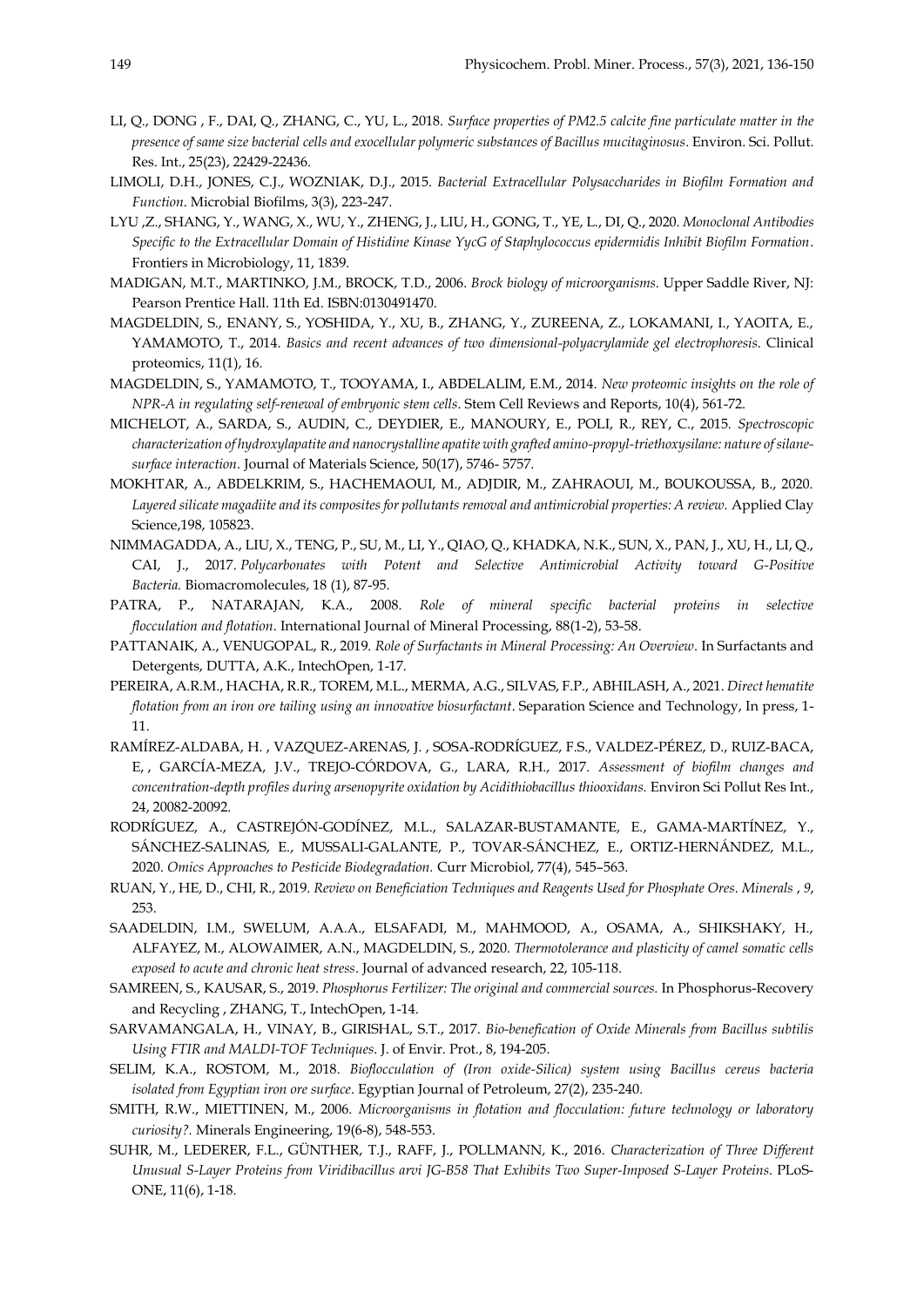LI, Q., DONG , F., DAI, Q., ZHANG, C., YU, L., 2018. *Surface properties of PM2.5 calcite fine particulate matter in the presence of same size bacterial cells and exocellular polymeric substances of Bacillus mucitaginosus*. Environ. Sci. Pollut. Res. Int., 25(23), 22429-22436.

LIMOLI, D.H., JONES, C.J., WOZNIAK, D.J., 2015. *Bacterial Extracellular Polysaccharides in Biofilm Formation and Function*. Microbial Biofilms, 3(3), 223-247.

LYU ,Z., SHANG, Y., WANG, X., WU, Y., ZHENG, J., LIU, H., GONG, T., YE, L., DI, Q., 2020. *Monoclonal Antibodies Specific to the Extracellular Domain of Histidine Kinase YycG of Staphylococcus epidermidis Inhibit Biofilm Formation*. Frontiers in Microbiology, 11, 1839.

MADIGAN, M.T., MARTINKO, J.M., BROCK, T.D., 2006. *Brock biology of microorganisms*. Upper Saddle River, NJ: Pearson Prentice Hall. 11th Ed. ISBN:0130491470.

MAGDELDIN, S., ENANY, S., YOSHIDA, Y., XU, B., ZHANG, Y., ZUREENA, Z., LOKAMANI, I., YAOITA, E., YAMAMOTO, T., 2014. *Basics and recent advances of two dimensional-polyacrylamide gel electrophoresis*. Clinical proteomics, 11(1), 16.

MAGDELDIN, S., YAMAMOTO, T., TOOYAMA, I., ABDELALIM, E.M., 2014. *New proteomic insights on the role of NPR-A in regulating self-renewal of embryonic stem cells*. Stem Cell Reviews and Reports, 10(4), 561-72.

MICHELOT, A., SARDA, S., AUDIN, C., DEYDIER, E., MANOURY, E., POLI, R., REY, C., 2015. *Spectroscopic characterization of hydroxylapatite and nanocrystalline apatite with grafted amino-propyl-triethoxysilane: nature of silane-surface interaction*. Journal of Materials Science, 50(17), 5746- 5757.

MOKHTAR, A., ABDELKRIM, S., HACHEMAOUI, M., ADJDIR, M., ZAHRAOUI, M., BOUKOUSSA, B., 2020. *Layered silicate magadiite and its composites for pollutants removal and antimicrobial properties: A review*. Applied Clay Science,198, 105823.

NIMMAGADDA, A., LIU, X., TENG, P., SU, M., LI, Y., QIAO, Q., KHADKA, N.K., SUN, X., PAN, J., XU, H., LI, Q., CAI, J., 2017. *Polycarbonates with Potent and Selective Antimicrobial Activity toward G-Positive Bacteria*. Biomacromolecules, 18 (1), 87-95.

PATRA, P., NATARAJAN, K.A., 2008. *Role of mineral specific bacterial proteins in selective flocculation and flotation*. International Journal of Mineral Processing, 88(1-2), 53-58.

PATTANAIK, A., VENUGOPAL, R., 2019. *Role of Surfactants in Mineral Processing: An Overview*. In Surfactants and Detergents, DUTTA, A.K., IntechOpen, 1-17.

PEREIRA, A.R.M., HACHA, R.R., TOREM, M.L., MERMA, A.G., SILVAS, F.P., ABHILASH, A., 2021. *Direct hematite flotation from an iron ore tailing using an innovative biosurfactant*. Separation Science and Technology, In press, 1-11.

RAMÍREZ-ALDABA, H. , VAZQUEZ-ARENAS, J. , SOSA-RODRÍGUEZ, F.S., VALDEZ-PÉREZ, D., RUIZ-BACA, E, , GARCÍA-MEZA, J.V., TREJO-CÓRDOVA, G., LARA, R.H., 2017. *Assessment of biofilm changes and concentration-depth profiles during arsenopyrite oxidation by Acidithiobacillus thiooxidans*. Environ Sci Pollut Res Int., 24, 20082-20092.

RODRÍGUEZ, A., CASTREJÓN-GODÍNEZ, M.L., SALAZAR-BUSTAMANTE, E., GAMA-MARTÍNEZ, Y., SÁNCHEZ-SALINAS, E., MUSSALI-GALANTE, P., TOVAR-SÁNCHEZ, E., ORTIZ-HERNÁNDEZ, M.L., 2020. *Omics Approaches to Pesticide Biodegradation*. Curr Microbiol, 77(4), 545–563.

RUAN, Y., HE, D., CHI, R., 2019. *Review on Beneficiation Techniques and Reagents Used for Phosphate Ores*. *Minerals* , *9*, 253.

SAADELDIN, I.M., SWELUM, A.A.A., ELSAFADI, M., MAHMOOD, A., OSAMA, A., SHIKSHAKY, H., ALFAYEZ, M., ALOWAIMER, A.N., MAGDELDIN, S., 2020. *Thermotolerance and plasticity of camel somatic cells exposed to acute and chronic heat stress*. Journal of advanced research, 22, 105-118.

SAMREEN, S., KAUSAR, S., 2019. *Phosphorus Fertilizer: The original and commercial sources*. In Phosphorus-Recovery and Recycling , ZHANG, T., IntechOpen, 1-14.

SARVAMANGALA, H., VINAY, B., GIRISHAL, S.T., 2017. *Bio-benefication of Oxide Minerals from Bacillus subtilis Using FTIR and MALDI-TOF Techniques*. J. of Envir. Prot., 8, 194-205.

SELIM, K.A., ROSTOM, M., 2018. *Bioflocculation of (Iron oxide-Silica) system using Bacillus cereus bacteria isolated from Egyptian iron ore surface*. Egyptian Journal of Petroleum, 27(2), 235-240.

SMITH, R.W., MIETTINEN, M., 2006. *Microorganisms in flotation and flocculation: future technology or laboratory curiosity?*. Minerals Engineering, 19(6-8), 548-553.

SUHR, M., LEDERER, F.L., GÜNTHER, T.J., RAFF, J., POLLMANN, K., 2016. *Characterization of Three Different Unusual S-Layer Proteins from Viridibacillus arvi JG-B58 That Exhibits Two Super-Imposed S-Layer Proteins*. PLoS-ONE, 11(6), 1-18.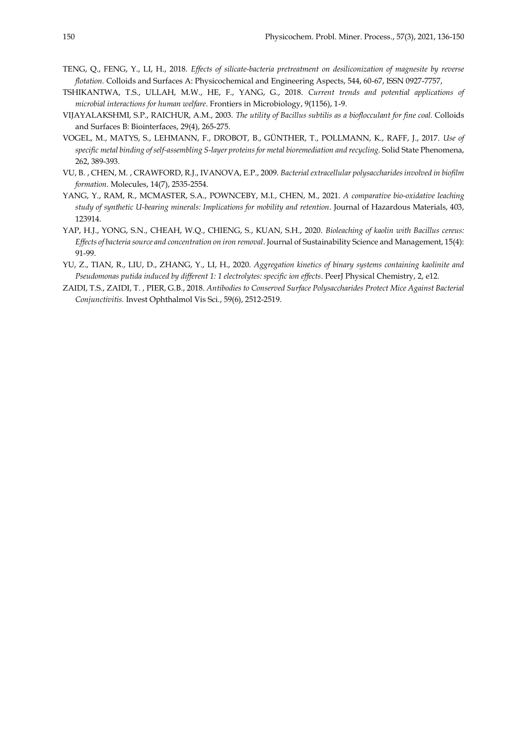TENG, Q., FENG, Y., LI, H., 2018. *Effects of silicate-bacteria pretreatment on desiliconization of magnesite by reverse flotation.* Colloids and Surfaces A: Physicochemical and Engineering Aspects, 544, 60-67, ISSN 0927-7757,

TSHIKANTWA, T.S., ULLAH, M.W., HE, F., YANG, G., 2018. *Current trends and potential applications of microbial interactions for human welfare*. Frontiers in Microbiology, 9(1156), 1-9.

VIJAYALAKSHMI, S.P., RAICHUR, A.M., 2003. *The utility of Bacillus subtilis as a bioflocculant for fine coal.* Colloids and Surfaces B: Biointerfaces, 29(4), 265-275.

VOGEL, M., MATYS, S., LEHMANN, F., DROBOT, B., GÜNTHER, T., POLLMANN, K., RAFF, J., 2017. *Use of specific metal binding of self-assembling S-layer proteins for metal bioremediation and recycling.* Solid State Phenomena, 262, 389-393.

VU, B. , CHEN, M. , CRAWFORD, R.J., IVANOVA, E.P., 2009. *Bacterial extracellular polysaccharides involved in biofilm formation*. Molecules, 14(7), 2535-2554.

YANG, Y., RAM, R., MCMASTER, S.A., POWNCEBY, M.I., CHEN, M., 2021. *A comparative bio-oxidative leaching study of synthetic U-bearing minerals: Implications for mobility and retention*. Journal of Hazardous Materials, 403, 123914.

YAP, H.J., YONG, S.N., CHEAH, W.Q., CHIENG, S., KUAN, S.H., 2020. *Bioleaching of kaolin with Bacillus cereus: Effects of bacteria source and concentration on iron removal*. Journal of Sustainability Science and Management, 15(4): 91-99.

YU, Z., TIAN, R., LIU, D., ZHANG, Y., LI, H., 2020. *Aggregation kinetics of binary systems containing kaolinite and Pseudomonas putida induced by different 1: 1 electrolytes: specific ion effects*. PeerJ Physical Chemistry, 2, e12.

ZAIDI, T.S., ZAIDI, T. , PIER, G.B., 2018. *Antibodies to Conserved Surface Polysaccharides Protect Mice Against Bacterial Conjunctivitis.* Invest Ophthalmol Vis Sci., 59(6), 2512-2519.